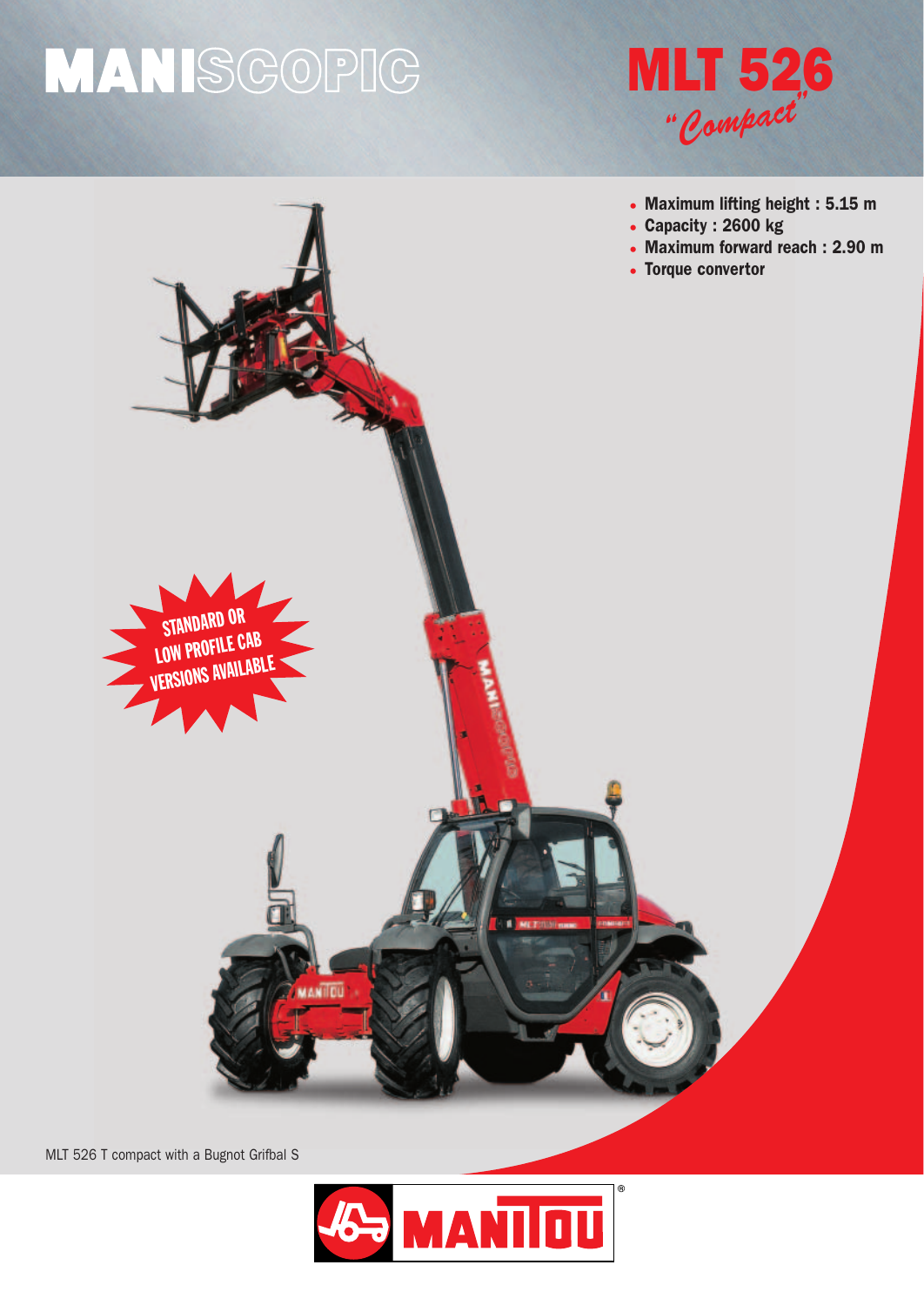# MANISCOPIC

# MLT 526

*"Compact"*

- **Maximum lifting height : 5.15 m**
- **Capacity : 2600 kg**
- **Maximum forward reach : 2.90 m**
- **Torque convertor**

**STANDARD OR LOW PROFILE CAB VERSIONS AVAILABLE**

MLT 526 T compact with a Bugnot Grifbal S

MANITOU®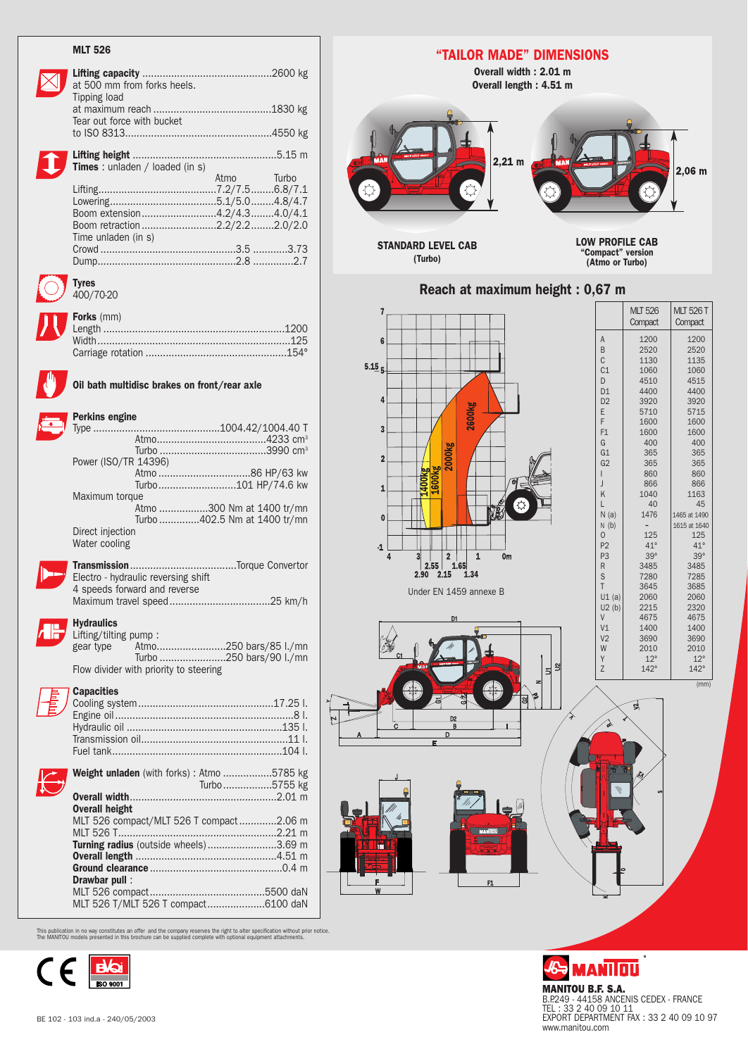## MLT 526

**Lifting capacity** .............................................2600 kg
at 500 mm from forks heels.
Tipping load
at maximum reach .........................................1830 kg
Tear out force with bucket
to ISO 8313..................................................4550 kg

**Lifting height** ..................................................5.15 m
**Times** : unladen / loaded (in s)

| | Atmo | Turbo |
|---|---|---|
| Lifting | 7.2/7.5 | 6.8/7.1 |
| Lowering | 5.1/5.0 | 4.8/4.7 |
| Boom extension | 4.2/4.3 | 4.0/4.1 |
| Boom retraction | 2.2/2.2 | 2.0/2.0 |
| Time unladen (in s) | | |
| Crowd | 3.5 | 3.73 |
| Dump | 2.8 | 2.7 |

**Tyres**
400/70-20

**Forks** (mm)
Length ..............................................................1200
Width.................................................................125
Carriage rotation .................................................154°

**Oil bath multidisc brakes on front/rear axle**

**Perkins engine**
Type .............................................1004.42/1004.40 T
Atmo......................................4233 cm³
Turbo .....................................3990 cm³
Power (ISO/TR 14396)
Atmo ................................86 HP/63 kw
Turbo...........................101 HP/74.6 kw
Maximum torque
Atmo .................300 Nm at 1400 tr/mn
Turbo ..............402.5 Nm at 1400 tr/mn
Direct injection
Water cooling

**Transmission**.....................................Torque Convertor
Electro - hydraulic reversing shift
4 speeds forward and reverse
Maximum travel speed...................................25 km/h

**Hydraulics**
Lifting/tilting pump :
gear type Atmo........................250 bars/85 l./mn
Turbo .......................250 bars/90 l./mn
Flow divider with priority to steering

**Capacities**
Cooling system...............................................17.25 l.
Engine oil.............................................................8 l.
Hydraulic oil .....................................................135 l.
Transmission oil...................................................11 l.
Fuel tank..........................................................104 l.

**Weight unladen** (with forks) : Atmo .................5785 kg
Turbo.................5755 kg
**Overall width**..................................................2.01 m
**Overall height**
MLT 526 compact/MLT 526 T compact.............2.06 m
MLT 526 T.......................................................2.21 m
**Turning radius** (outside wheels)........................3.69 m
**Overall length** .................................................4.51 m
**Ground clearance**..............................................0.4 m
**Drawbar pull** :
MLT 526 compact........................................5500 daN
MLT 526 T/MLT 526 T compact....................6100 daN

## "TAILOR MADE" DIMENSIONS

**Overall width : 2.01 m**
**Overall length : 4.51 m**

2,21 m
**STANDARD LEVEL CAB**
(Turbo)

2,06 m
**LOW PROFILE CAB**
"Compact" version
(Atmo or Turbo)

## Reach at maximum height : 0,67 m

7
6
5.15 5
4
3
2
1
0
-1
4 3 2 1 0m
2.55 1.65
2.90 2.15 1.34
2600kg
2000kg
1600kg
1400kg

Under EN 1459 annexe B

| | MLT 526 Compact | MLT 526 T Compact |
|---|---|---|
| A | 1200 | 1200 |
| B | 2520 | 2520 |
| C | 1130 | 1135 |
| C1 | 1060 | 1060 |
| D | 4510 | 4515 |
| D1 | 4400 | 4400 |
| D2 | 3920 | 3920 |
| E | 5710 | 5715 |
| F | 1600 | 1600 |
| F1 | 1600 | 1600 |
| G | 400 | 400 |
| G1 | 365 | 365 |
| G2 | 365 | 365 |
| I | 860 | 860 |
| J | 866 | 866 |
| K | 1040 | 1163 |
| L | 40 | 45 |
| N (a) | 1476 | 1465 at 1490 |
| N (b) | - | 1615 at 1640 |
| O | 125 | 125 |
| P2 | 41° | 41° |
| P3 | 39° | 39° |
| R | 3485 | 3485 |
| S | 7280 | 7285 |
| T | 3645 | 3685 |
| U1 (a) | 2060 | 2060 |
| U2 (b) | 2215 | 2320 |
| V | 4675 | 4675 |
| V1 | 1400 | 1400 |
| V2 | 3690 | 3690 |
| W | 2010 | 2010 |
| Y | 12° | 12° |
| Z | 142° | 142° |

(mm)

This publication in no way constitutes an offer and the company reserves the right to alter specification without prior notice.
The MANITOU models presented in this brochure can be supplied complete with optional equipment attachments.

ISO 9001

BE 102 - 103 ind.a - 240/05/2003

**MANITOU B.F. S.A.**
B.P.249 - 44158 ANCENIS CEDEX - FRANCE
TEL : 33 2 40 09 10 11
EXPORT DEPARTMENT FAX : 33 2 40 09 10 97
www.manitou.com